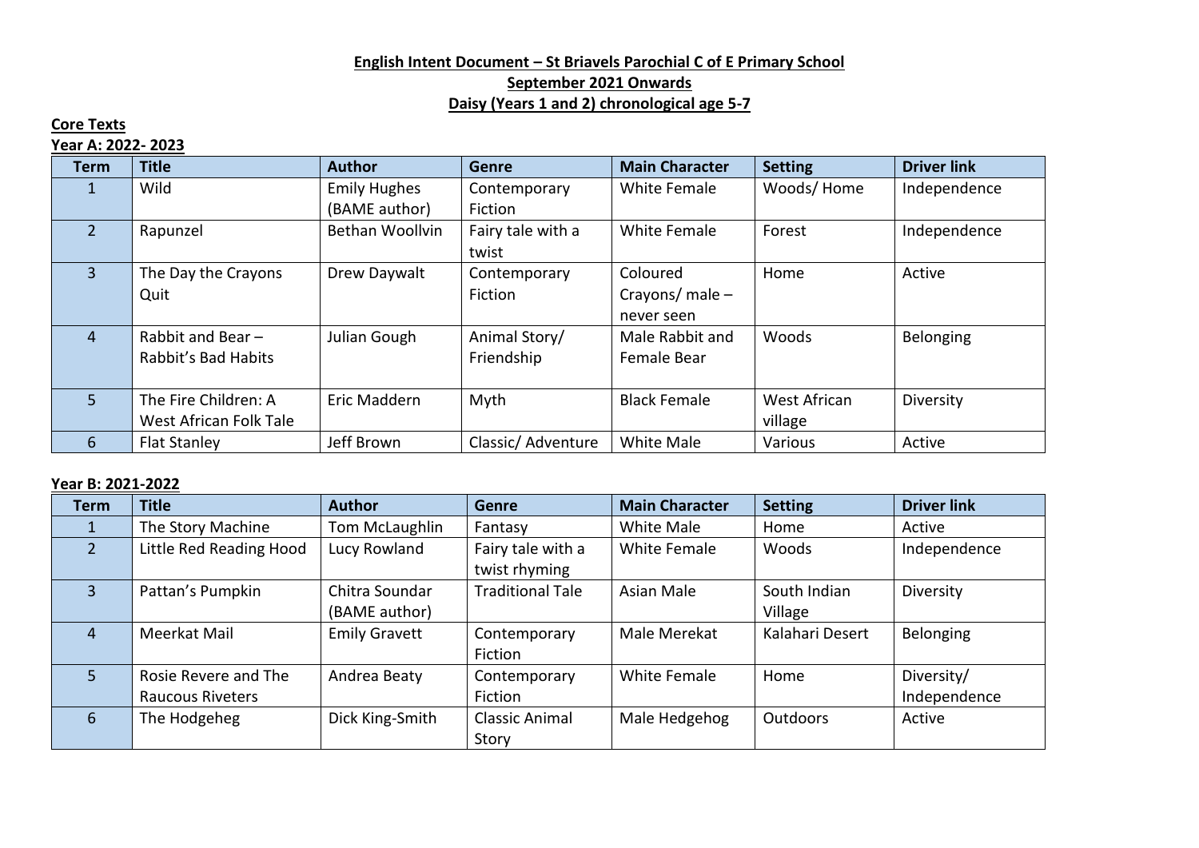# English Intent Document – St Briavels Parochial C of E Primary School

## September 2021 Onwards

## Daisy (Years 1 and 2) chronological age 5-7

**Core Texts**

**Year A: 2022- 2023**

| Term | Title | Author | Genre | Main Character | Setting | Driver link |
|---|---|---|---|---|---|---|
| 1 | Wild | Emily Hughes (BAME author) | Contemporary Fiction | White Female | Woods/ Home | Independence |
| 2 | Rapunzel | Bethan Woollvin | Fairy tale with a twist | White Female | Forest | Independence |
| 3 | The Day the Crayons Quit | Drew Daywalt | Contemporary Fiction | Coloured Crayons/ male – never seen | Home | Active |
| 4 | Rabbit and Bear – Rabbit's Bad Habits | Julian Gough | Animal Story/ Friendship | Male Rabbit and Female Bear | Woods | Belonging |
| 5 | The Fire Children: A West African Folk Tale | Eric Maddern | Myth | Black Female | West African village | Diversity |
| 6 | Flat Stanley | Jeff Brown | Classic/ Adventure | White Male | Various | Active |

**Year B: 2021-2022**

| Term | Title | Author | Genre | Main Character | Setting | Driver link |
|---|---|---|---|---|---|---|
| 1 | The Story Machine | Tom McLaughlin | Fantasy | White Male | Home | Active |
| 2 | Little Red Reading Hood | Lucy Rowland | Fairy tale with a twist rhyming | White Female | Woods | Independence |
| 3 | Pattan's Pumpkin | Chitra Soundar (BAME author) | Traditional Tale | Asian Male | South Indian Village | Diversity |
| 4 | Meerkat Mail | Emily Gravett | Contemporary Fiction | Male Merekat | Kalahari Desert | Belonging |
| 5 | Rosie Revere and The Raucous Riveters | Andrea Beaty | Contemporary Fiction | White Female | Home | Diversity/ Independence |
| 6 | The Hodgeheg | Dick King-Smith | Classic Animal Story | Male Hedgehog | Outdoors | Active |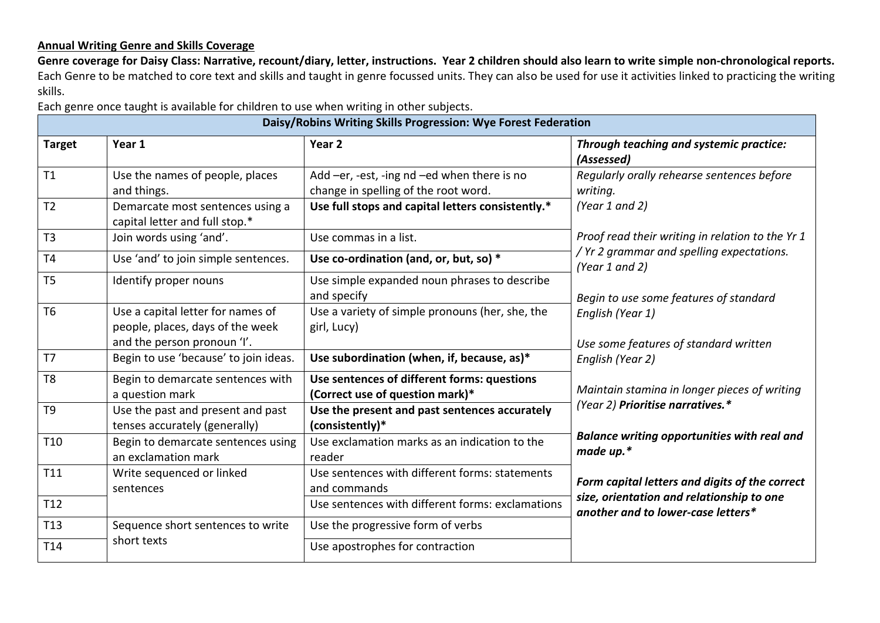**Annual Writing Genre and Skills Coverage**

**Genre coverage for Daisy Class: Narrative, recount/diary, letter, instructions. Year 2 children should also learn to write simple non-chronological reports.**

Each Genre to be matched to core text and skills and taught in genre focussed units. They can also be used for use it activities linked to practicing the writing skills.

Each genre once taught is available for children to use when writing in other subjects.

| Daisy/Robins Writing Skills Progression: Wye Forest Federation | | | |
|---|---|---|---|
| **Target** | **Year 1** | **Year 2** | ***Through teaching and systemic practice: (Assessed)*** |
| T1 | Use the names of people, places and things. | Add –er, -est, -ing nd –ed when there is no change in spelling of the root word. | *Regularly orally rehearse sentences before writing. (Year 1 and 2)*<br><br>*Proof read their writing in relation to the Yr 1 / Yr 2 grammar and spelling expectations. (Year 1 and 2)*<br><br>*Begin to use some features of standard English (Year 1)*<br><br>*Use some features of standard written English (Year 2)*<br><br>*Maintain stamina in longer pieces of writing (Year 2)* ***Prioritise narratives.****<br><br>***Balance writing opportunities with real and made up.****<br><br>***Form capital letters and digits of the correct size, orientation and relationship to one another and to lower-case letters**** |
| T2 | Demarcate most sentences using a capital letter and full stop.* | **Use full stops and capital letters consistently.*** | |
| T3 | Join words using 'and'. | Use commas in a list. | |
| T4 | Use 'and' to join simple sentences. | **Use co-ordination (and, or, but, so) *** | |
| T5 | Identify proper nouns | Use simple expanded noun phrases to describe and specify | |
| T6 | Use a capital letter for names of people, places, days of the week and the person pronoun 'I'. | Use a variety of simple pronouns (her, she, the girl, Lucy) | |
| T7 | Begin to use 'because' to join ideas. | **Use subordination (when, if, because, as)*** | |
| T8 | Begin to demarcate sentences with a question mark | **Use sentences of different forms: questions (Correct use of question mark)*** | |
| T9 | Use the past and present and past tenses accurately (generally) | **Use the present and past sentences accurately (consistently)*** | |
| T10 | Begin to demarcate sentences using an exclamation mark | Use exclamation marks as an indication to the reader | |
| T11 | Write sequenced or linked sentences | Use sentences with different forms: statements and commands | |
| T12 | | Use sentences with different forms: exclamations | |
| T13 | Sequence short sentences to write short texts | Use the progressive form of verbs | |
| T14 | | Use apostrophes for contraction | |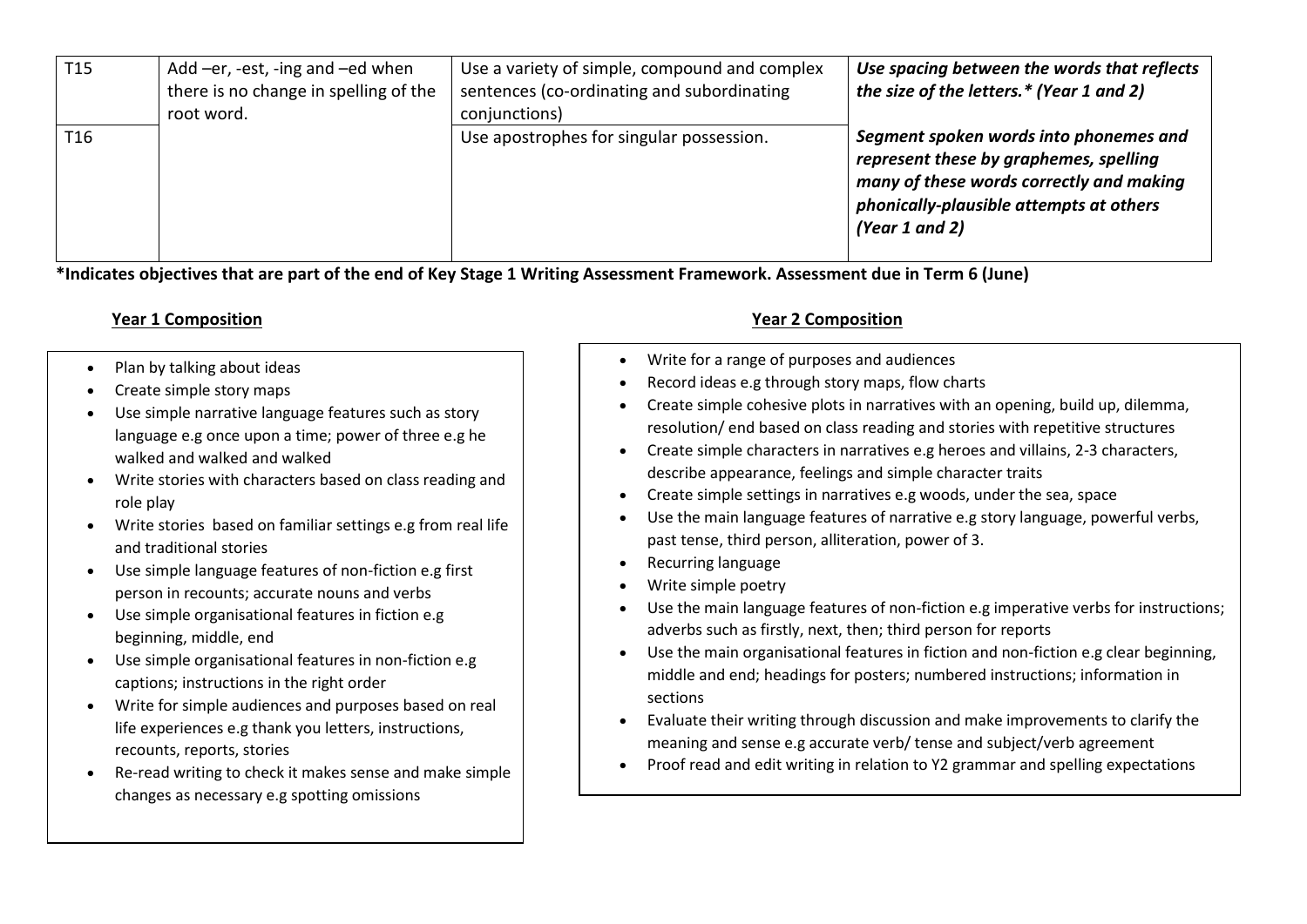| | | | |
|---|---|---|---|
| T15 | Add –er, -est, -ing and –ed when there is no change in spelling of the root word. | Use a variety of simple, compound and complex sentences (co-ordinating and subordinating conjunctions) | ***Use spacing between the words that reflects the size of the letters.* (Year 1 and 2)*** |
| T16 | | Use apostrophes for singular possession. | ***Segment spoken words into phonemes and represent these by graphemes, spelling many of these words correctly and making phonically-plausible attempts at others (Year 1 and 2)*** |

**\*Indicates objectives that are part of the end of Key Stage 1 Writing Assessment Framework. Assessment due in Term 6 (June)**

**Year 1 Composition**

- Plan by talking about ideas
- Create simple story maps
- Use simple narrative language features such as story language e.g once upon a time; power of three e.g he walked and walked and walked
- Write stories with characters based on class reading and role play
- Write stories based on familiar settings e.g from real life and traditional stories
- Use simple language features of non-fiction e.g first person in recounts; accurate nouns and verbs
- Use simple organisational features in fiction e.g beginning, middle, end
- Use simple organisational features in non-fiction e.g captions; instructions in the right order
- Write for simple audiences and purposes based on real life experiences e.g thank you letters, instructions, recounts, reports, stories
- Re-read writing to check it makes sense and make simple changes as necessary e.g spotting omissions

**Year 2 Composition**

- Write for a range of purposes and audiences
- Record ideas e.g through story maps, flow charts
- Create simple cohesive plots in narratives with an opening, build up, dilemma, resolution/ end based on class reading and stories with repetitive structures
- Create simple characters in narratives e.g heroes and villains, 2-3 characters, describe appearance, feelings and simple character traits
- Create simple settings in narratives e.g woods, under the sea, space
- Use the main language features of narrative e.g story language, powerful verbs, past tense, third person, alliteration, power of 3.
- Recurring language
- Write simple poetry
- Use the main language features of non-fiction e.g imperative verbs for instructions; adverbs such as firstly, next, then; third person for reports
- Use the main organisational features in fiction and non-fiction e.g clear beginning, middle and end; headings for posters; numbered instructions; information in sections
- Evaluate their writing through discussion and make improvements to clarify the meaning and sense e.g accurate verb/ tense and subject/verb agreement
- Proof read and edit writing in relation to Y2 grammar and spelling expectations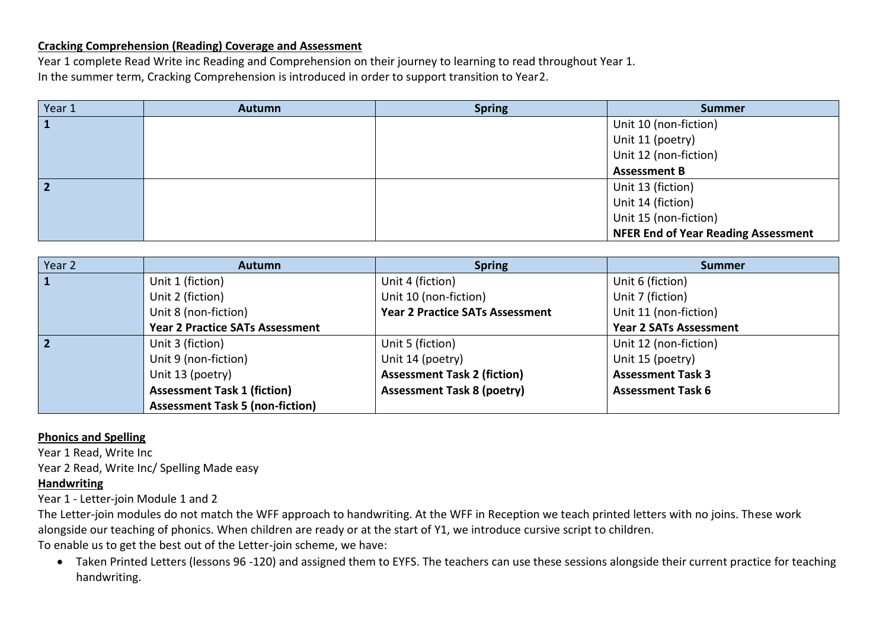**Cracking Comprehension (Reading) Coverage and Assessment**

Year 1 complete Read Write inc Reading and Comprehension on their journey to learning to read throughout Year 1.
In the summer term, Cracking Comprehension is introduced in order to support transition to Year2.

| Year 1 | Autumn | Spring | Summer |
|---|---|---|---|
| **1** | | | Unit 10 (non-fiction)<br>Unit 11 (poetry)<br>Unit 12 (non-fiction)<br>**Assessment B** |
| **2** | | | Unit 13 (fiction)<br>Unit 14 (fiction)<br>Unit 15 (non-fiction)<br>**NFER End of Year Reading Assessment** |

| Year 2 | Autumn | Spring | Summer |
|---|---|---|---|
| **1** | Unit 1 (fiction)<br>Unit 2 (fiction)<br>Unit 8 (non-fiction)<br>**Year 2 Practice SATs Assessment** | Unit 4 (fiction)<br>Unit 10 (non-fiction)<br>**Year 2 Practice SATs Assessment** | Unit 6 (fiction)<br>Unit 7 (fiction)<br>Unit 11 (non-fiction)<br>**Year 2 SATs Assessment** |
| **2** | Unit 3 (fiction)<br>Unit 9 (non-fiction)<br>Unit 13 (poetry)<br>**Assessment Task 1 (fiction)**<br>**Assessment Task 5 (non-fiction)** | Unit 5 (fiction)<br>Unit 14 (poetry)<br>**Assessment Task 2 (fiction)**<br>**Assessment Task 8 (poetry)** | Unit 12 (non-fiction)<br>Unit 15 (poetry)<br>**Assessment Task 3**<br>**Assessment Task 6** |

**Phonics and Spelling**

Year 1 Read, Write Inc
Year 2 Read, Write Inc/ Spelling Made easy

**Handwriting**

Year 1 - Letter-join Module 1 and 2
The Letter-join modules do not match the WFF approach to handwriting. At the WFF in Reception we teach printed letters with no joins. These work alongside our teaching of phonics. When children are ready or at the start of Y1, we introduce cursive script to children.
To enable us to get the best out of the Letter-join scheme, we have:

- Taken Printed Letters (lessons 96 -120) and assigned them to EYFS. The teachers can use these sessions alongside their current practice for teaching handwriting.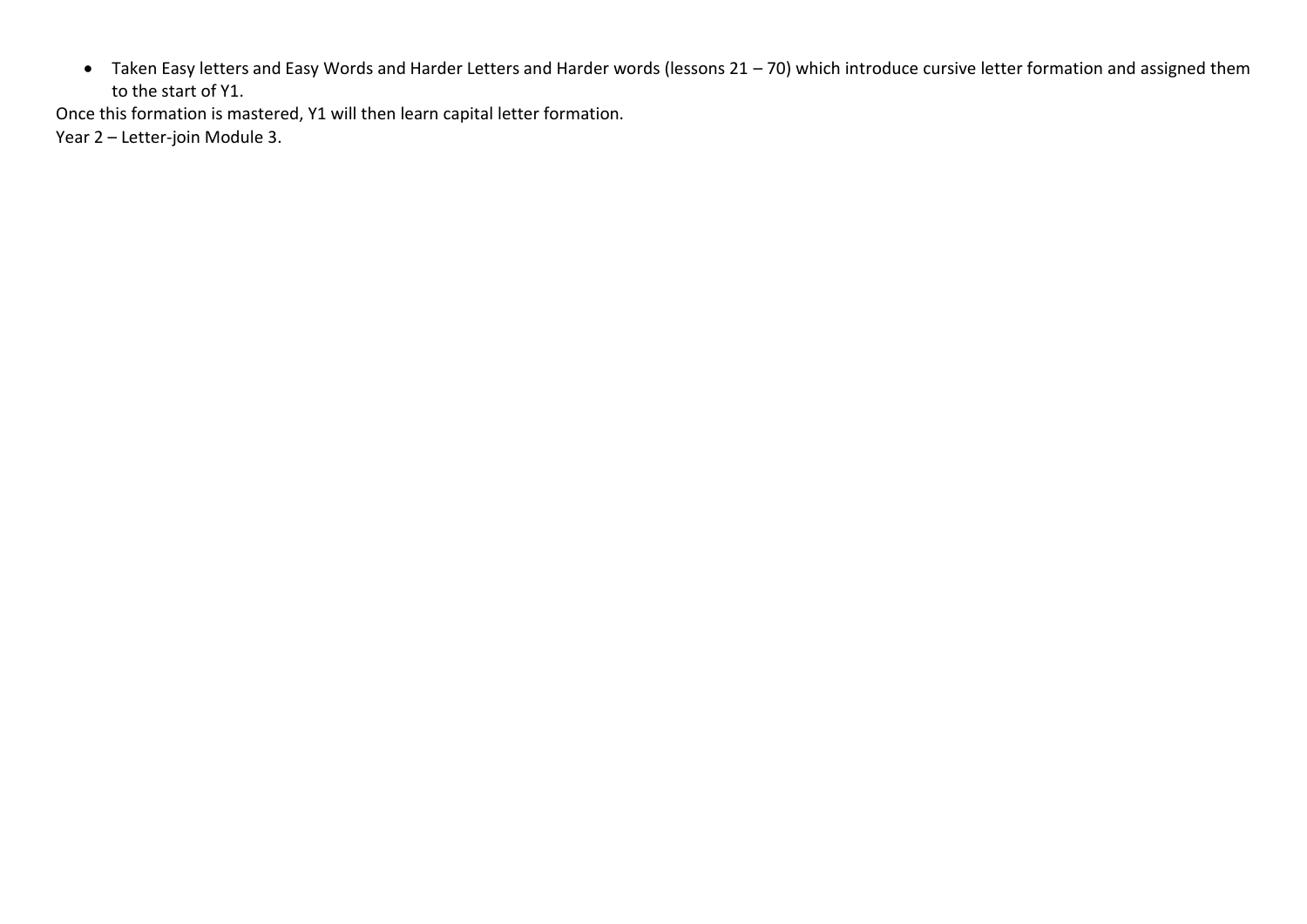- Taken Easy letters and Easy Words and Harder Letters and Harder words (lessons 21 – 70) which introduce cursive letter formation and assigned them to the start of Y1.

Once this formation is mastered, Y1 will then learn capital letter formation.

Year 2 – Letter-join Module 3.